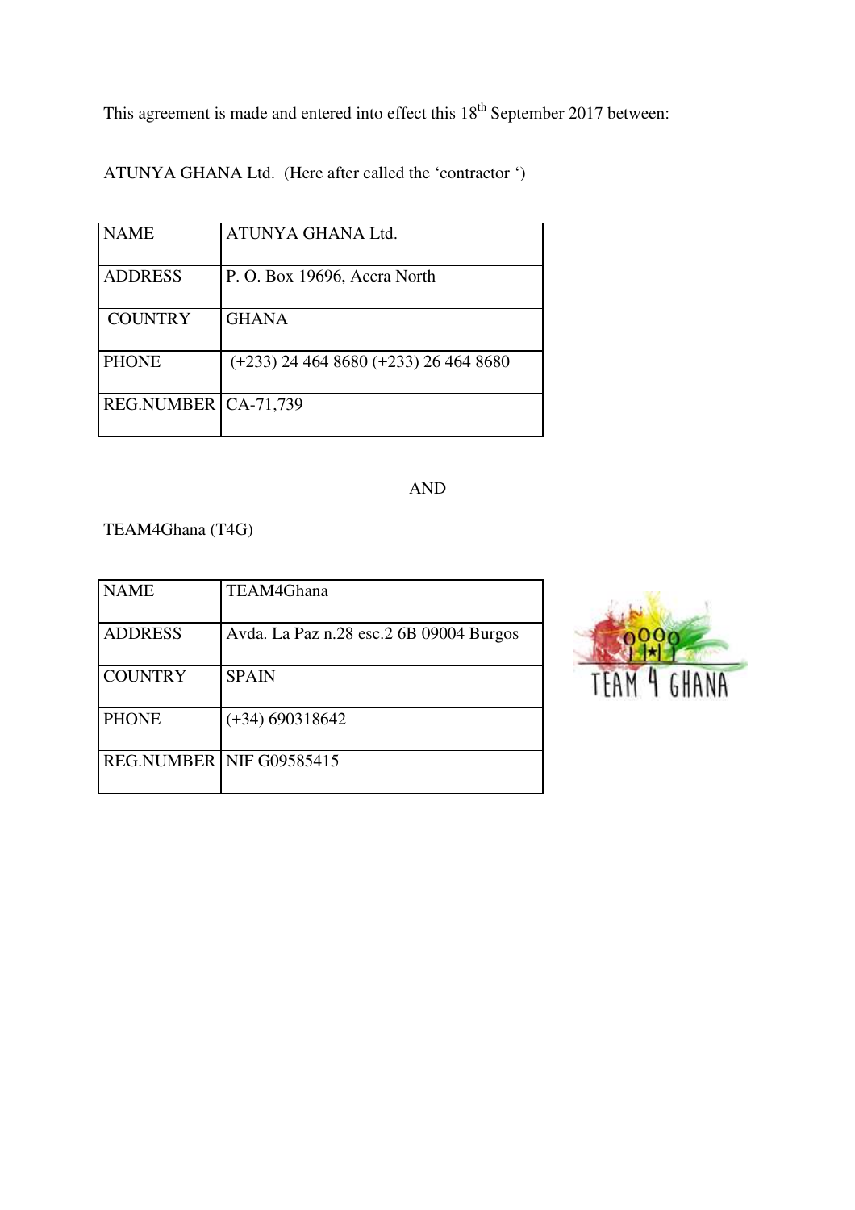This agreement is made and entered into effect this 18th September 2017 between:

ATUNYA GHANA Ltd. (Here after called the 'contractor ')

| NAME | ATUNYA GHANA Ltd. |
|---|---|
| ADDRESS | P. O. Box 19696, Accra North |
| COUNTRY | GHANA |
| PHONE | (+233) 24 464 8680 (+233) 26 464 8680 |
| REG.NUMBER | CA-71,739 |

AND

TEAM4Ghana (T4G)

| NAME | TEAM4Ghana |
|---|---|
| ADDRESS | Avda. La Paz n.28 esc.2 6B 09004 Burgos |
| COUNTRY | SPAIN |
| PHONE | (+34) 690318642 |
| REG.NUMBER | NIF G09585415 |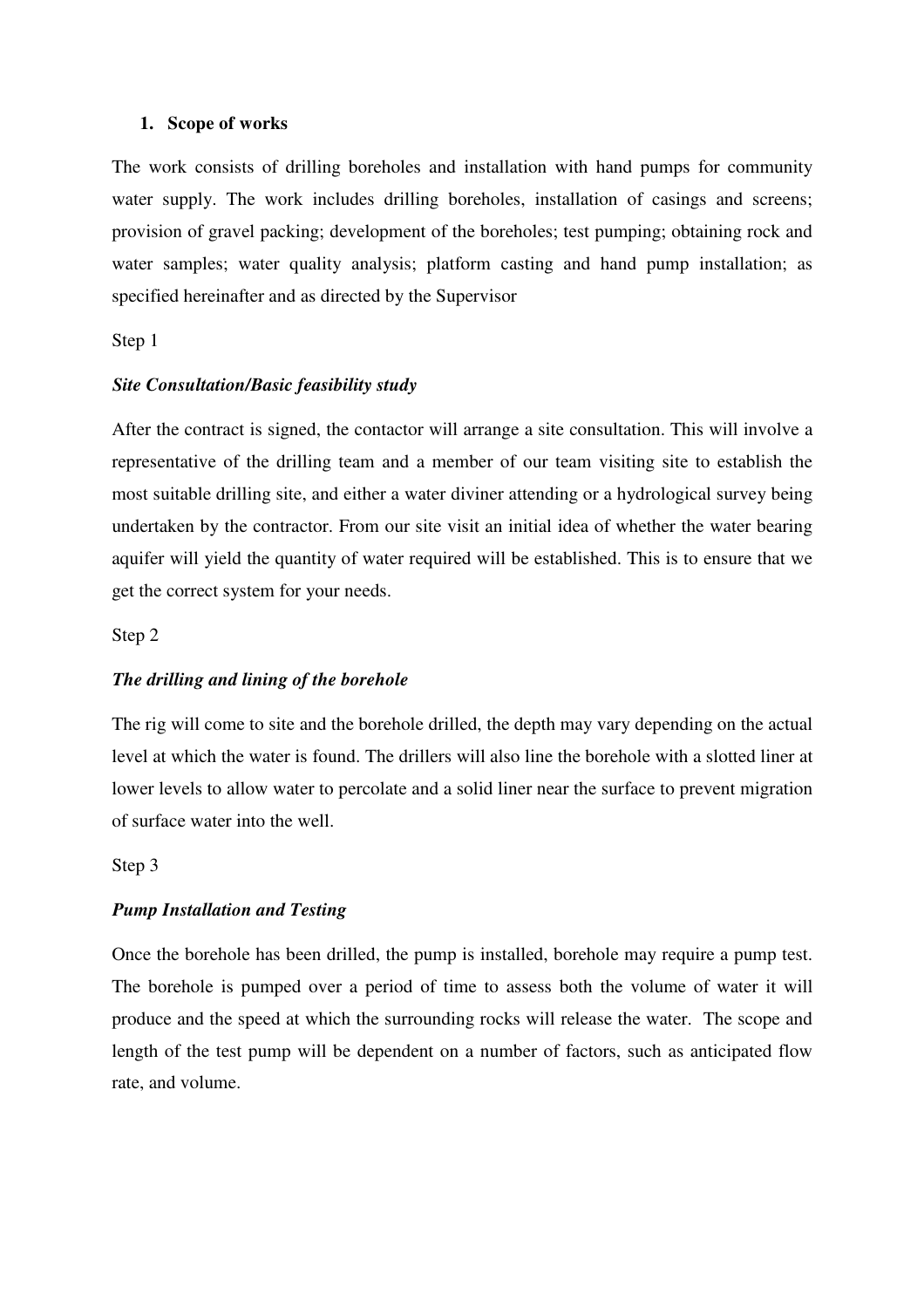1. **Scope of works**

The work consists of drilling boreholes and installation with hand pumps for community water supply. The work includes drilling boreholes, installation of casings and screens; provision of gravel packing; development of the boreholes; test pumping; obtaining rock and water samples; water quality analysis; platform casting and hand pump installation; as specified hereinafter and as directed by the Supervisor

Step 1

***Site Consultation/Basic feasibility study***

After the contract is signed, the contactor will arrange a site consultation. This will involve a representative of the drilling team and a member of our team visiting site to establish the most suitable drilling site, and either a water diviner attending or a hydrological survey being undertaken by the contractor. From our site visit an initial idea of whether the water bearing aquifer will yield the quantity of water required will be established. This is to ensure that we get the correct system for your needs.

Step 2

***The drilling and lining of the borehole***

The rig will come to site and the borehole drilled, the depth may vary depending on the actual level at which the water is found. The drillers will also line the borehole with a slotted liner at lower levels to allow water to percolate and a solid liner near the surface to prevent migration of surface water into the well.

Step 3

***Pump Installation and Testing***

Once the borehole has been drilled, the pump is installed, borehole may require a pump test. The borehole is pumped over a period of time to assess both the volume of water it will produce and the speed at which the surrounding rocks will release the water. The scope and length of the test pump will be dependent on a number of factors, such as anticipated flow rate, and volume.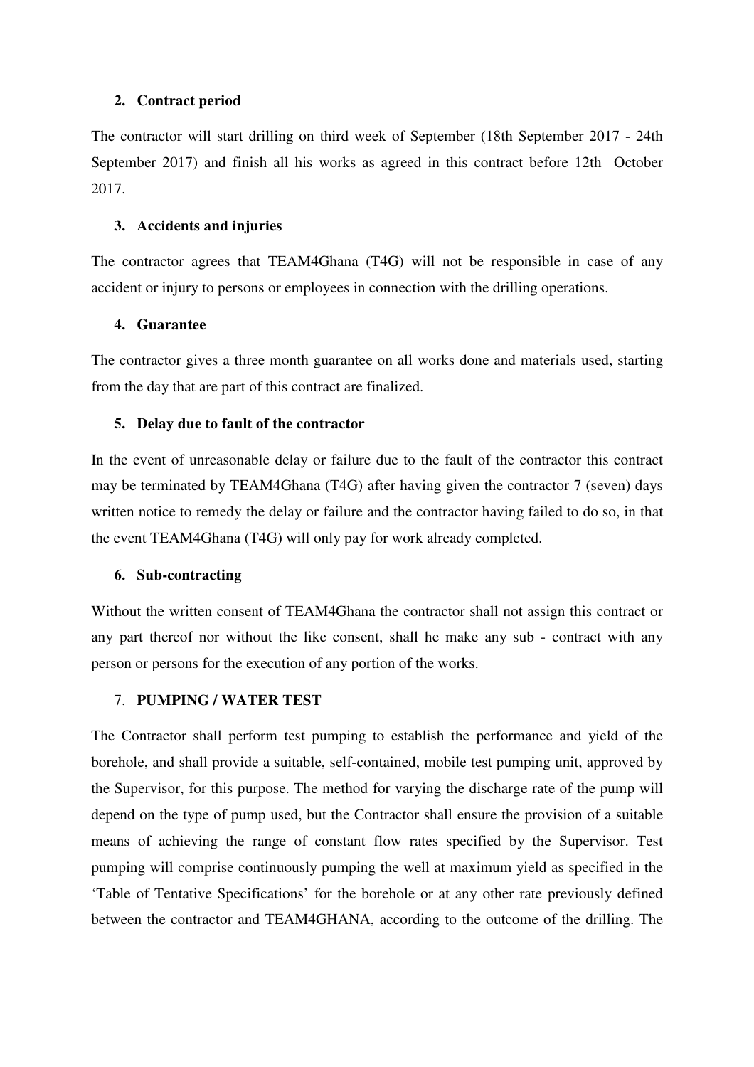## 2. Contract period

The contractor will start drilling on third week of September (18th September 2017 - 24th September 2017) and finish all his works as agreed in this contract before 12th October 2017.

## 3. Accidents and injuries

The contractor agrees that TEAM4Ghana (T4G) will not be responsible in case of any accident or injury to persons or employees in connection with the drilling operations.

## 4. Guarantee

The contractor gives a three month guarantee on all works done and materials used, starting from the day that are part of this contract are finalized.

## 5. Delay due to fault of the contractor

In the event of unreasonable delay or failure due to the fault of the contractor this contract may be terminated by TEAM4Ghana (T4G) after having given the contractor 7 (seven) days written notice to remedy the delay or failure and the contractor having failed to do so, in that the event TEAM4Ghana (T4G) will only pay for work already completed.

## 6. Sub-contracting

Without the written consent of TEAM4Ghana the contractor shall not assign this contract or any part thereof nor without the like consent, shall he make any sub - contract with any person or persons for the execution of any portion of the works.

## 7. PUMPING / WATER TEST

The Contractor shall perform test pumping to establish the performance and yield of the borehole, and shall provide a suitable, self-contained, mobile test pumping unit, approved by the Supervisor, for this purpose. The method for varying the discharge rate of the pump will depend on the type of pump used, but the Contractor shall ensure the provision of a suitable means of achieving the range of constant flow rates specified by the Supervisor. Test pumping will comprise continuously pumping the well at maximum yield as specified in the 'Table of Tentative Specifications' for the borehole or at any other rate previously defined between the contractor and TEAM4GHANA, according to the outcome of the drilling. The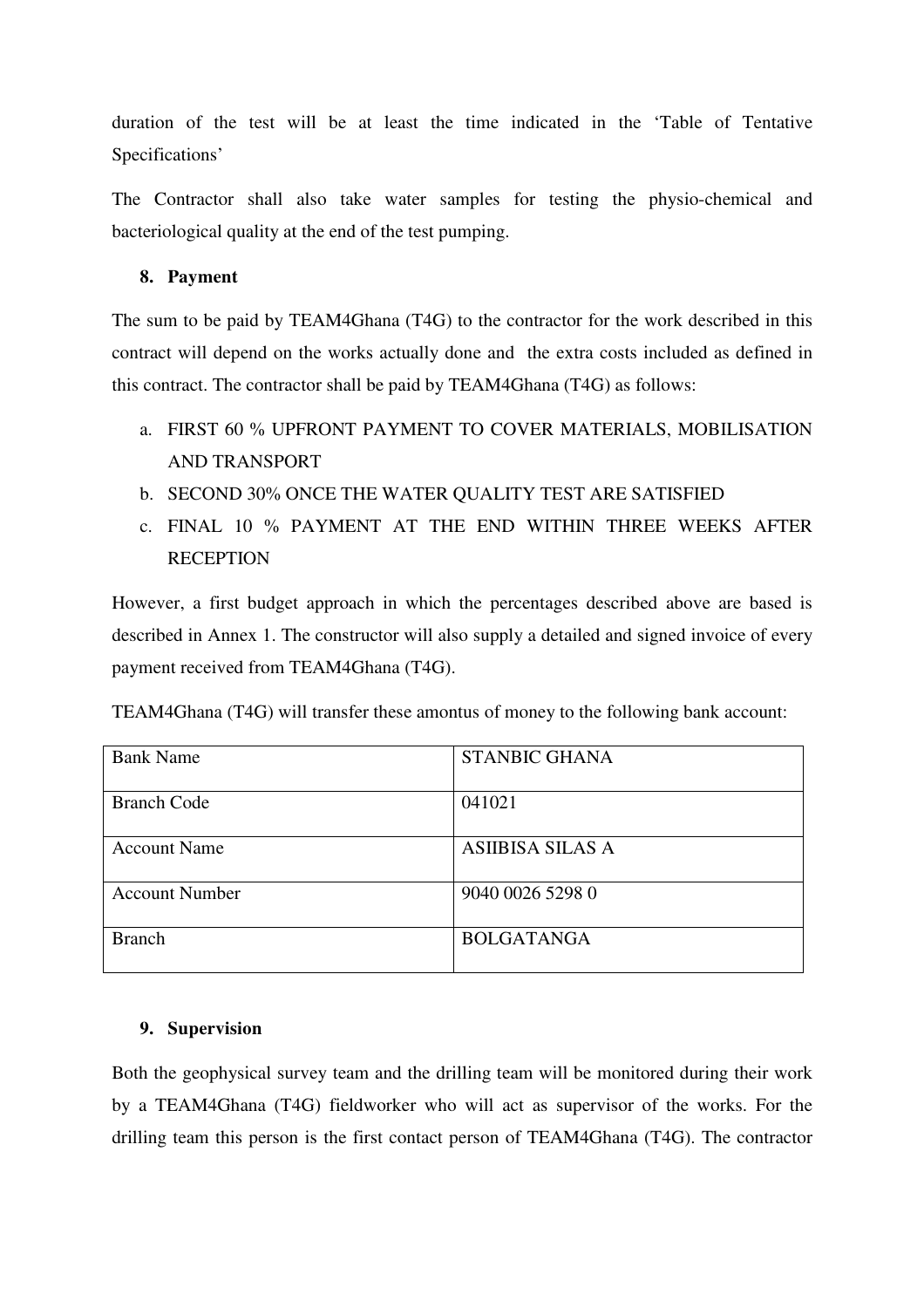duration of the test will be at least the time indicated in the 'Table of Tentative Specifications'

The Contractor shall also take water samples for testing the physio-chemical and bacteriological quality at the end of the test pumping.

## 8. Payment

The sum to be paid by TEAM4Ghana (T4G) to the contractor for the work described in this contract will depend on the works actually done and the extra costs included as defined in this contract. The contractor shall be paid by TEAM4Ghana (T4G) as follows:

a. FIRST 60 % UPFRONT PAYMENT TO COVER MATERIALS, MOBILISATION AND TRANSPORT
b. SECOND 30% ONCE THE WATER QUALITY TEST ARE SATISFIED
c. FINAL 10 % PAYMENT AT THE END WITHIN THREE WEEKS AFTER RECEPTION

However, a first budget approach in which the percentages described above are based is described in Annex 1. The constructor will also supply a detailed and signed invoice of every payment received from TEAM4Ghana (T4G).

TEAM4Ghana (T4G) will transfer these amontus of money to the following bank account:

| Bank Name | STANBIC GHANA |
|---|---|
| Branch Code | 041021 |
| Account Name | ASIIBISA SILAS A |
| Account Number | 9040 0026 5298 0 |
| Branch | BOLGATANGA |

## 9. Supervision

Both the geophysical survey team and the drilling team will be monitored during their work by a TEAM4Ghana (T4G) fieldworker who will act as supervisor of the works. For the drilling team this person is the first contact person of TEAM4Ghana (T4G). The contractor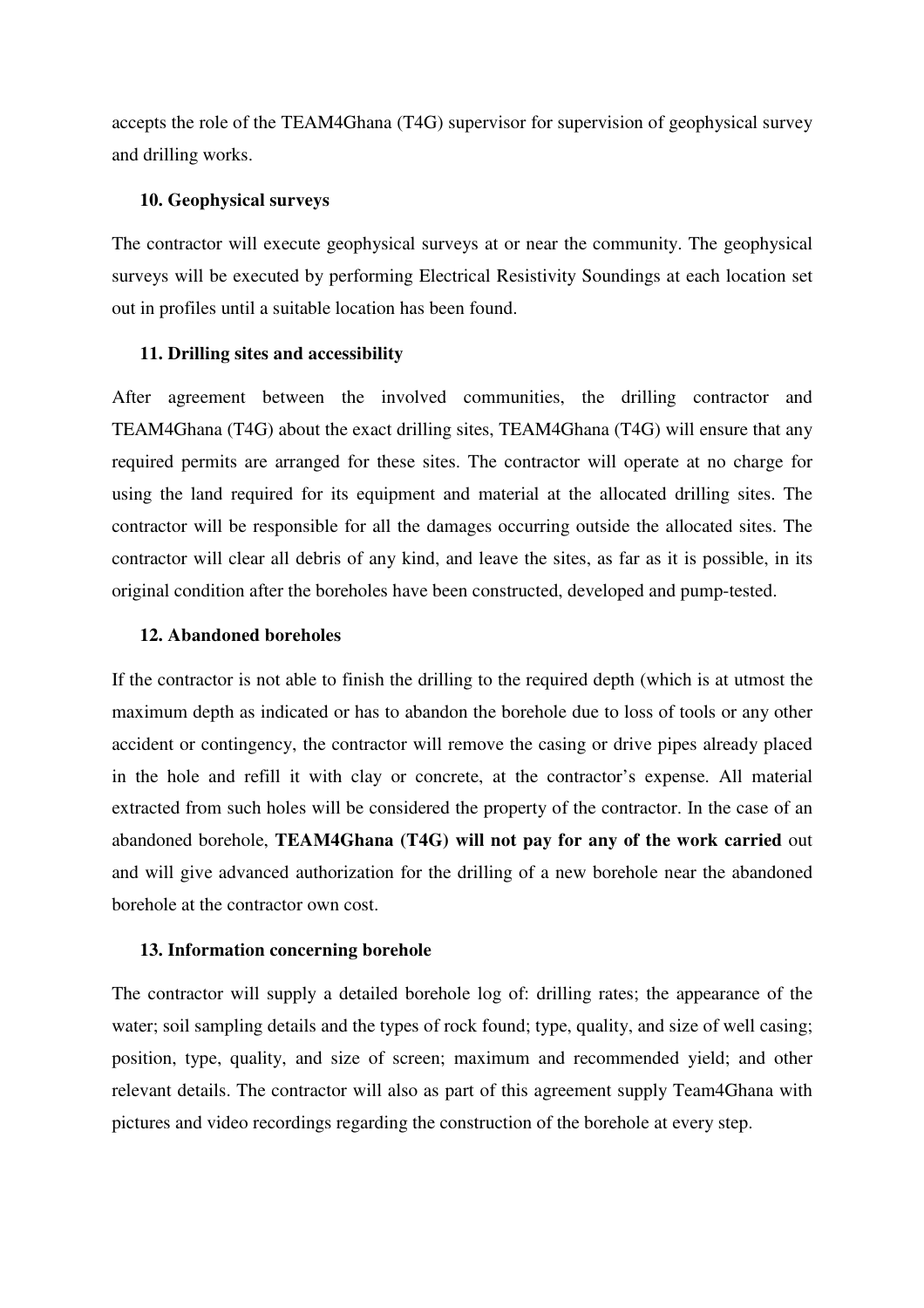accepts the role of the TEAM4Ghana (T4G) supervisor for supervision of geophysical survey and drilling works.

### 10. Geophysical surveys

The contractor will execute geophysical surveys at or near the community. The geophysical surveys will be executed by performing Electrical Resistivity Soundings at each location set out in profiles until a suitable location has been found.

### 11. Drilling sites and accessibility

After agreement between the involved communities, the drilling contractor and TEAM4Ghana (T4G) about the exact drilling sites, TEAM4Ghana (T4G) will ensure that any required permits are arranged for these sites. The contractor will operate at no charge for using the land required for its equipment and material at the allocated drilling sites. The contractor will be responsible for all the damages occurring outside the allocated sites. The contractor will clear all debris of any kind, and leave the sites, as far as it is possible, in its original condition after the boreholes have been constructed, developed and pump-tested.

### 12. Abandoned boreholes

If the contractor is not able to finish the drilling to the required depth (which is at utmost the maximum depth as indicated or has to abandon the borehole due to loss of tools or any other accident or contingency, the contractor will remove the casing or drive pipes already placed in the hole and refill it with clay or concrete, at the contractor's expense. All material extracted from such holes will be considered the property of the contractor. In the case of an abandoned borehole, **TEAM4Ghana (T4G) will not pay for any of the work carried** out and will give advanced authorization for the drilling of a new borehole near the abandoned borehole at the contractor own cost.

### 13. Information concerning borehole

The contractor will supply a detailed borehole log of: drilling rates; the appearance of the water; soil sampling details and the types of rock found; type, quality, and size of well casing; position, type, quality, and size of screen; maximum and recommended yield; and other relevant details. The contractor will also as part of this agreement supply Team4Ghana with pictures and video recordings regarding the construction of the borehole at every step.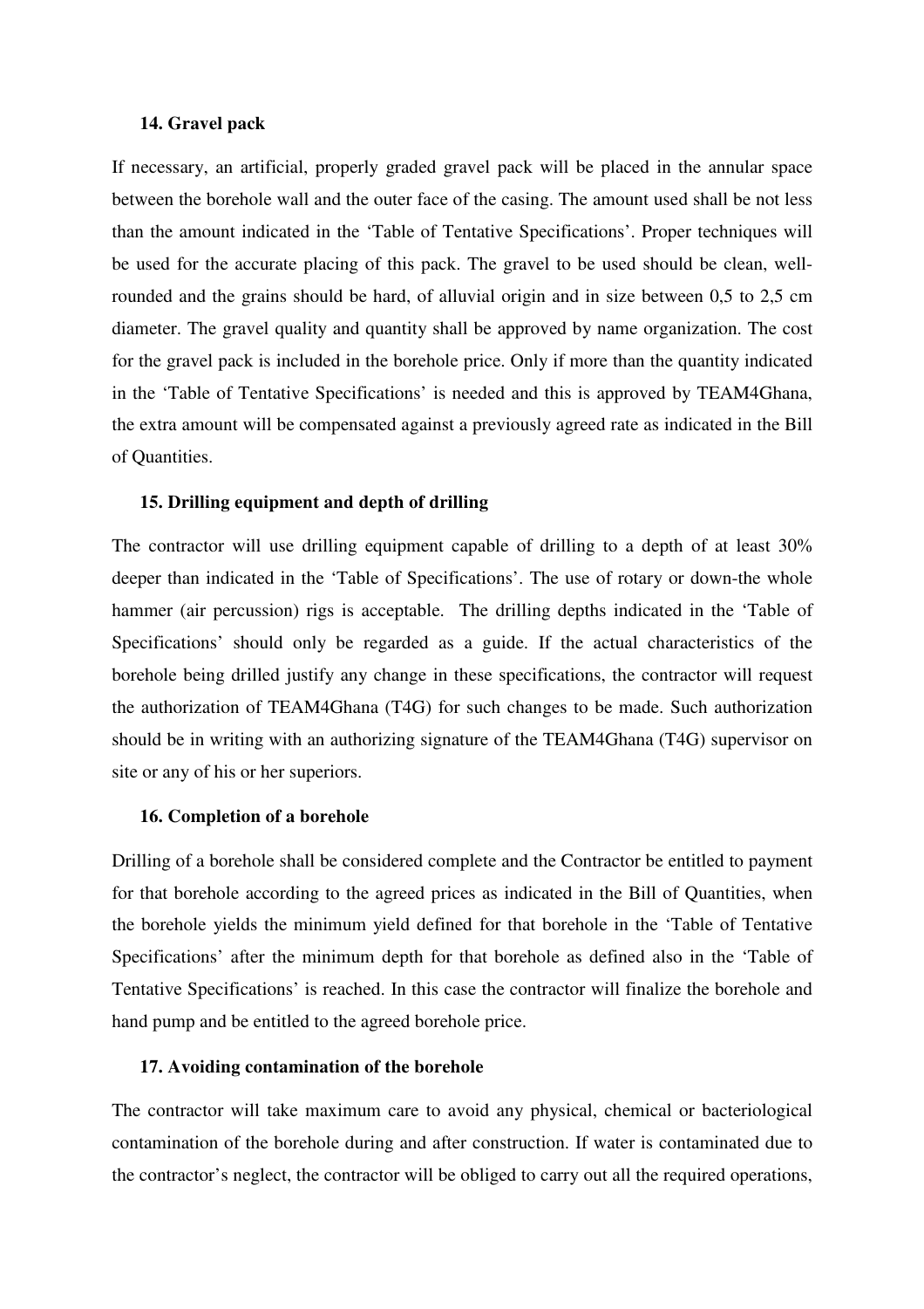### 14. Gravel pack

If necessary, an artificial, properly graded gravel pack will be placed in the annular space between the borehole wall and the outer face of the casing. The amount used shall be not less than the amount indicated in the 'Table of Tentative Specifications'. Proper techniques will be used for the accurate placing of this pack. The gravel to be used should be clean, well-rounded and the grains should be hard, of alluvial origin and in size between 0,5 to 2,5 cm diameter. The gravel quality and quantity shall be approved by name organization. The cost for the gravel pack is included in the borehole price. Only if more than the quantity indicated in the 'Table of Tentative Specifications' is needed and this is approved by TEAM4Ghana, the extra amount will be compensated against a previously agreed rate as indicated in the Bill of Quantities.

### 15. Drilling equipment and depth of drilling

The contractor will use drilling equipment capable of drilling to a depth of at least 30% deeper than indicated in the 'Table of Specifications'. The use of rotary or down-the whole hammer (air percussion) rigs is acceptable. The drilling depths indicated in the 'Table of Specifications' should only be regarded as a guide. If the actual characteristics of the borehole being drilled justify any change in these specifications, the contractor will request the authorization of TEAM4Ghana (T4G) for such changes to be made. Such authorization should be in writing with an authorizing signature of the TEAM4Ghana (T4G) supervisor on site or any of his or her superiors.

### 16. Completion of a borehole

Drilling of a borehole shall be considered complete and the Contractor be entitled to payment for that borehole according to the agreed prices as indicated in the Bill of Quantities, when the borehole yields the minimum yield defined for that borehole in the 'Table of Tentative Specifications' after the minimum depth for that borehole as defined also in the 'Table of Tentative Specifications' is reached. In this case the contractor will finalize the borehole and hand pump and be entitled to the agreed borehole price.

### 17. Avoiding contamination of the borehole

The contractor will take maximum care to avoid any physical, chemical or bacteriological contamination of the borehole during and after construction. If water is contaminated due to the contractor's neglect, the contractor will be obliged to carry out all the required operations,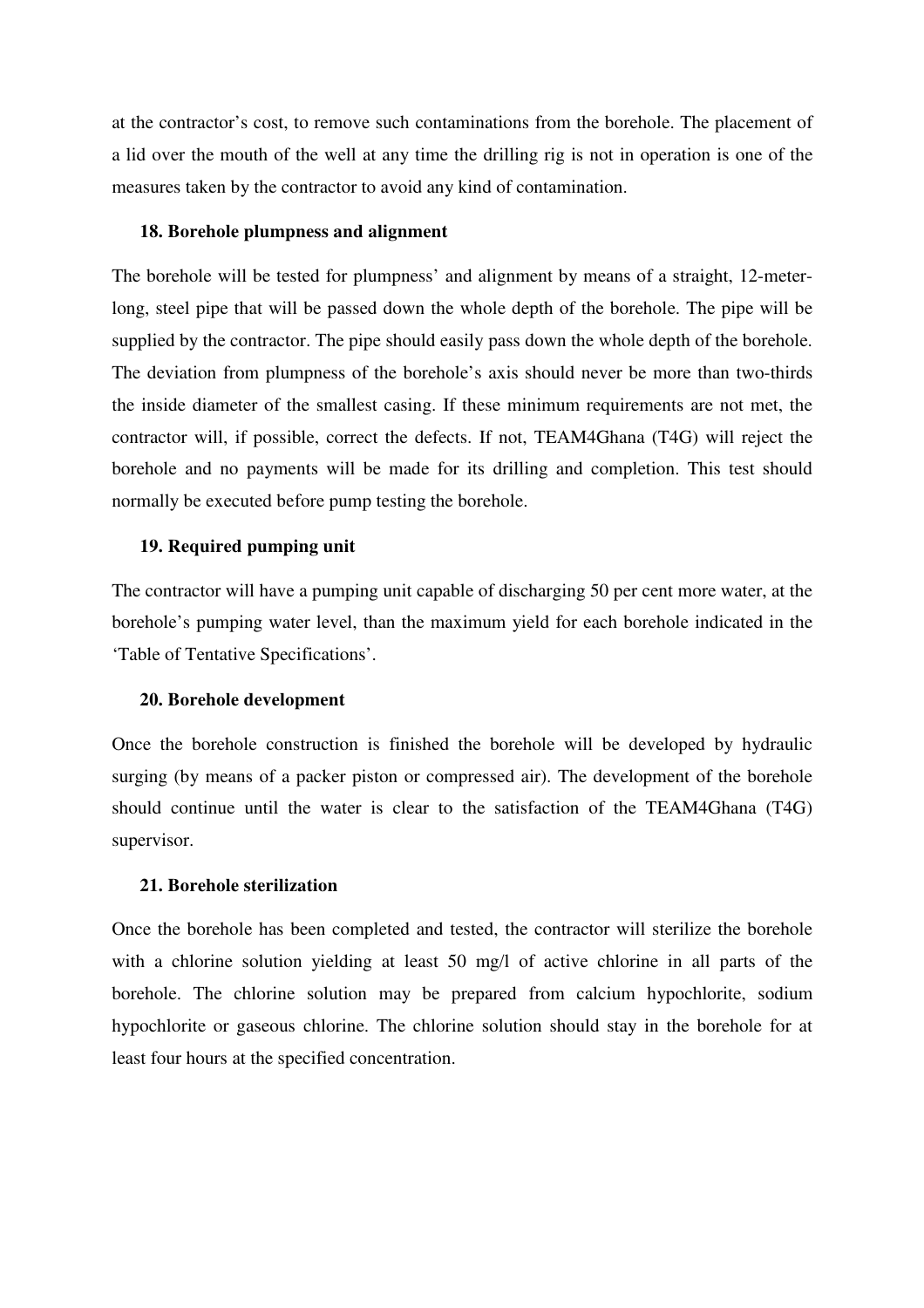at the contractor's cost, to remove such contaminations from the borehole. The placement of a lid over the mouth of the well at any time the drilling rig is not in operation is one of the measures taken by the contractor to avoid any kind of contamination.

### 18. Borehole plumpness and alignment

The borehole will be tested for plumpness' and alignment by means of a straight, 12-meter-long, steel pipe that will be passed down the whole depth of the borehole. The pipe will be supplied by the contractor. The pipe should easily pass down the whole depth of the borehole. The deviation from plumpness of the borehole's axis should never be more than two-thirds the inside diameter of the smallest casing. If these minimum requirements are not met, the contractor will, if possible, correct the defects. If not, TEAM4Ghana (T4G) will reject the borehole and no payments will be made for its drilling and completion. This test should normally be executed before pump testing the borehole.

### 19. Required pumping unit

The contractor will have a pumping unit capable of discharging 50 per cent more water, at the borehole's pumping water level, than the maximum yield for each borehole indicated in the 'Table of Tentative Specifications'.

### 20. Borehole development

Once the borehole construction is finished the borehole will be developed by hydraulic surging (by means of a packer piston or compressed air). The development of the borehole should continue until the water is clear to the satisfaction of the TEAM4Ghana (T4G) supervisor.

### 21. Borehole sterilization

Once the borehole has been completed and tested, the contractor will sterilize the borehole with a chlorine solution yielding at least 50 mg/l of active chlorine in all parts of the borehole. The chlorine solution may be prepared from calcium hypochlorite, sodium hypochlorite or gaseous chlorine. The chlorine solution should stay in the borehole for at least four hours at the specified concentration.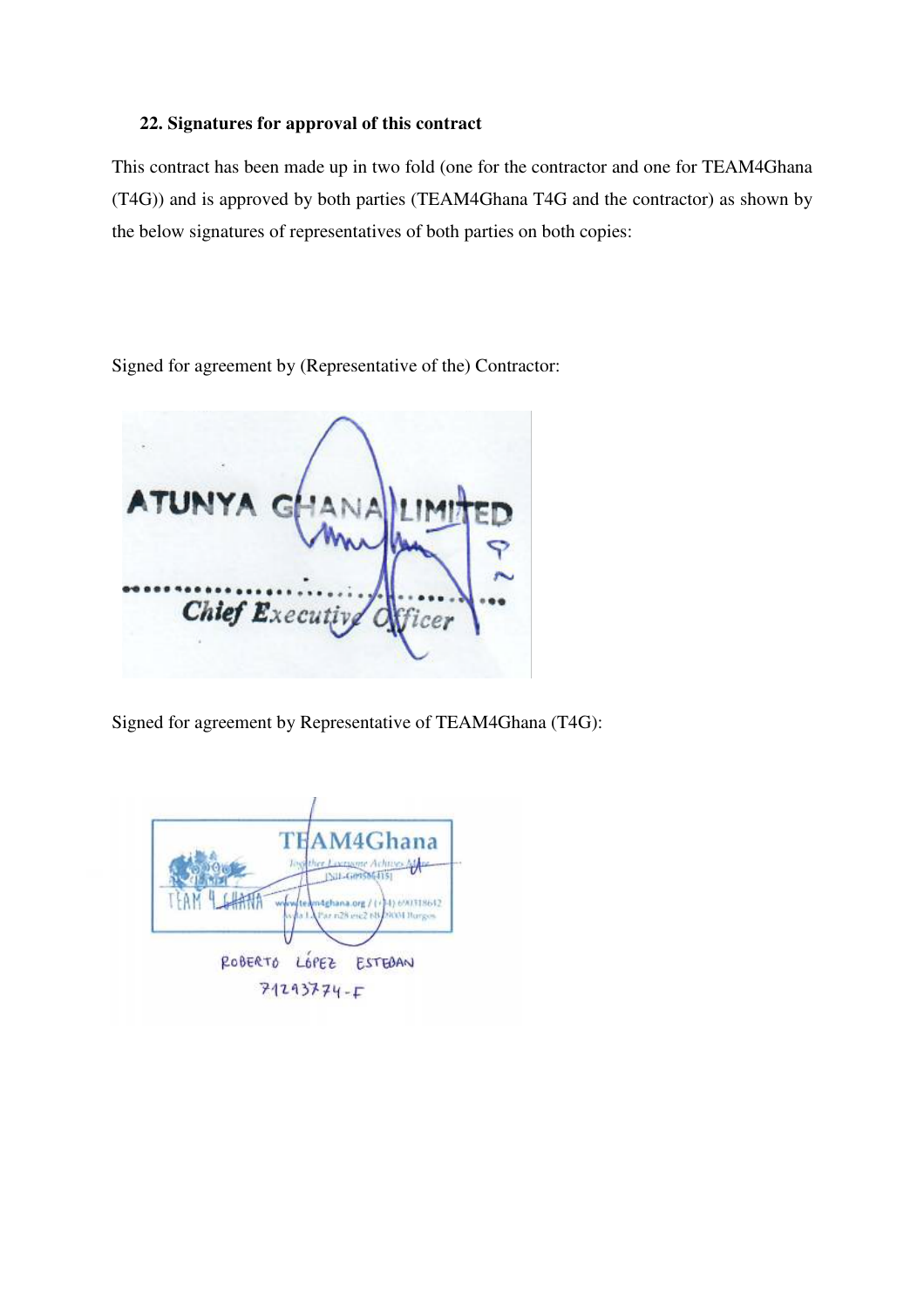**22. Signatures for approval of this contract**

This contract has been made up in two fold (one for the contractor and one for TEAM4Ghana (T4G)) and is approved by both parties (TEAM4Ghana T4G and the contractor) as shown by the below signatures of representatives of both parties on both copies:

Signed for agreement by (Representative of the) Contractor:

ATUNYA GHANA LIMITED

Chief Executive Officer

Signed for agreement by Representative of TEAM4Ghana (T4G):

TEAM4Ghana

ROBERTO LÓPEZ ESTEBAN

71293774-F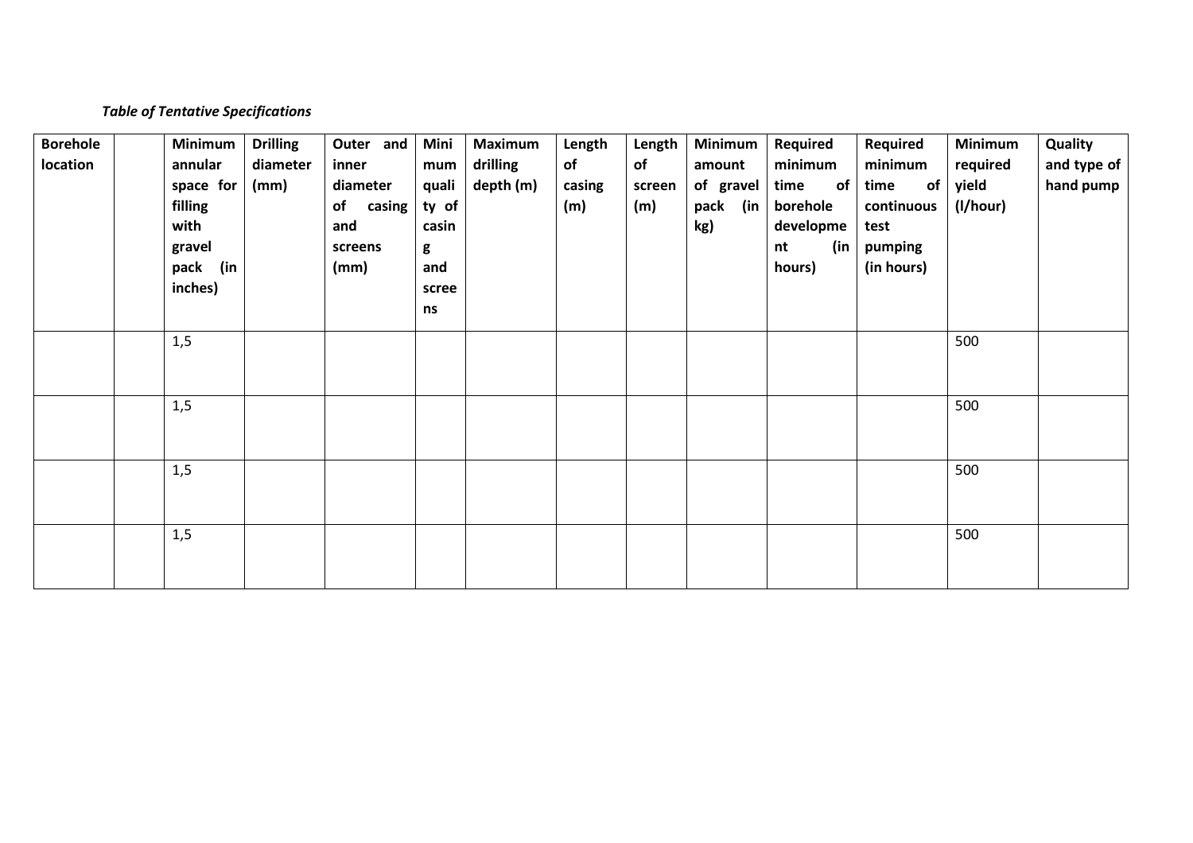***Table of Tentative Specifications***

| Borehole location | | Minimum annular space for filling with gravel pack (in inches) | Drilling diameter (mm) | Outer and inner diameter of casing and screens (mm) | Minimum quality of casing and screens | Maximum drilling depth (m) | Length of casing (m) | Length of screen (m) | Minimum amount of gravel pack (in kg) | Required minimum time of borehole development (in hours) | Required minimum time of continuous test pumping (in hours) | Minimum required yield (l/hour) | Quality and type of hand pump |
|---|---|---|---|---|---|---|---|---|---|---|---|---|---|
| | | 1,5 | | | | | | | | | | 500 | |
| | | 1,5 | | | | | | | | | | 500 | |
| | | 1,5 | | | | | | | | | | 500 | |
| | | 1,5 | | | | | | | | | | 500 | |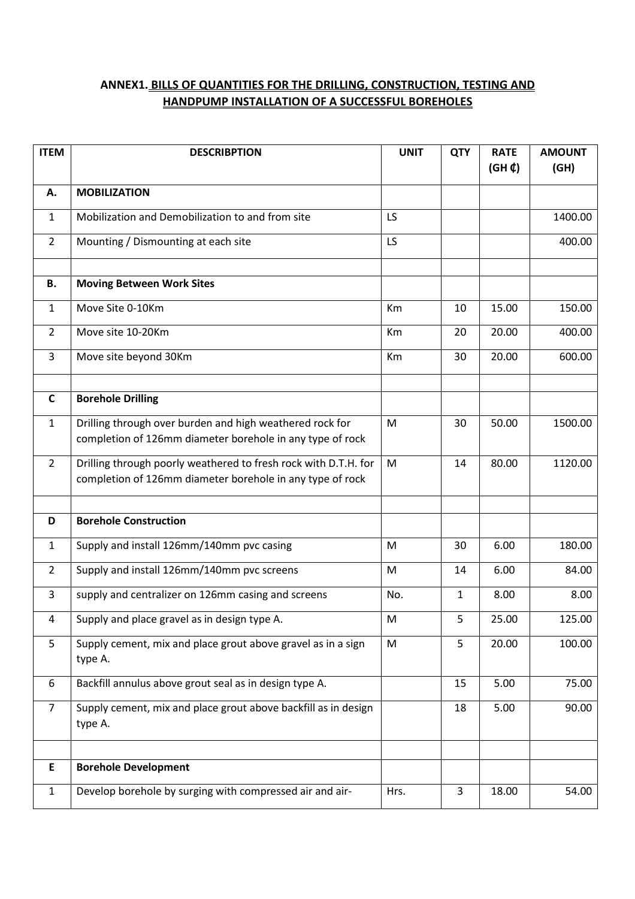## ANNEX1. BILLS OF QUANTITIES FOR THE DRILLING, CONSTRUCTION, TESTING AND HANDPUMP INSTALLATION OF A SUCCESSFUL BOREHOLES

| ITEM | DESCRIBPTION | UNIT | QTY | RATE (GH ₵) | AMOUNT (GH) |
|---|---|---|---|---|---|
| **A.** | **MOBILIZATION** | | | | |
| 1 | Mobilization and Demobilization to and from site | LS | | | 1400.00 |
| 2 | Mounting / Dismounting at each site | LS | | | 400.00 |
| | | | | | |
| **B.** | **Moving Between Work Sites** | | | | |
| 1 | Move Site 0-10Km | Km | 10 | 15.00 | 150.00 |
| 2 | Move site 10-20Km | Km | 20 | 20.00 | 400.00 |
| 3 | Move site beyond 30Km | Km | 30 | 20.00 | 600.00 |
| | | | | | |
| **C** | **Borehole Drilling** | | | | |
| 1 | Drilling through over burden and high weathered rock for completion of 126mm diameter borehole in any type of rock | M | 30 | 50.00 | 1500.00 |
| 2 | Drilling through poorly weathered to fresh rock with D.T.H. for completion of 126mm diameter borehole in any type of rock | M | 14 | 80.00 | 1120.00 |
| | | | | | |
| **D** | **Borehole Construction** | | | | |
| 1 | Supply and install 126mm/140mm pvc casing | M | 30 | 6.00 | 180.00 |
| 2 | Supply and install 126mm/140mm pvc screens | M | 14 | 6.00 | 84.00 |
| 3 | supply and centralizer on 126mm casing and screens | No. | 1 | 8.00 | 8.00 |
| 4 | Supply and place gravel as in design type A. | M | 5 | 25.00 | 125.00 |
| 5 | Supply cement, mix and place grout above gravel as in a sign type A. | M | 5 | 20.00 | 100.00 |
| 6 | Backfill annulus above grout seal as in design type A. | | 15 | 5.00 | 75.00 |
| 7 | Supply cement, mix and place grout above backfill as in design type A. | | 18 | 5.00 | 90.00 |
| | | | | | |
| **E** | **Borehole Development** | | | | |
| 1 | Develop borehole by surging with compressed air and air- | Hrs. | 3 | 18.00 | 54.00 |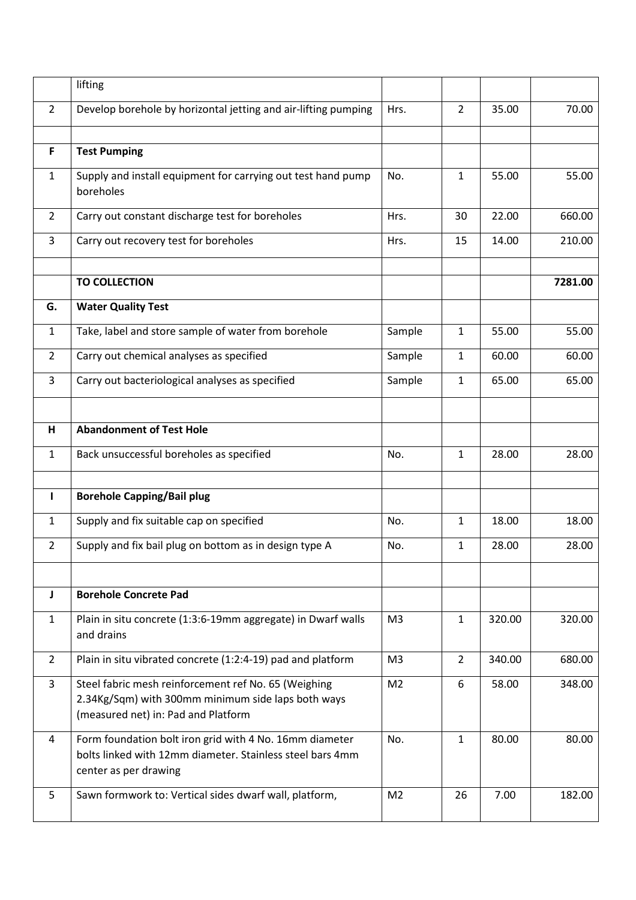| | | | | | |
|---|---|---|---|---|---|
| | lifting | | | | |
| 2 | Develop borehole by horizontal jetting and air-lifting pumping | Hrs. | 2 | 35.00 | 70.00 |
| | | | | | |
| **F** | **Test Pumping** | | | | |
| 1 | Supply and install equipment for carrying out test hand pump boreholes | No. | 1 | 55.00 | 55.00 |
| 2 | Carry out constant discharge test for boreholes | Hrs. | 30 | 22.00 | 660.00 |
| 3 | Carry out recovery test for boreholes | Hrs. | 15 | 14.00 | 210.00 |
| | | | | | |
| | **TO COLLECTION** | | | | **7281.00** |
| **G.** | **Water Quality Test** | | | | |
| 1 | Take, label and store sample of water from borehole | Sample | 1 | 55.00 | 55.00 |
| 2 | Carry out chemical analyses as specified | Sample | 1 | 60.00 | 60.00 |
| 3 | Carry out bacteriological analyses as specified | Sample | 1 | 65.00 | 65.00 |
| | | | | | |
| **H** | **Abandonment of Test Hole** | | | | |
| 1 | Back unsuccessful boreholes as specified | No. | 1 | 28.00 | 28.00 |
| | | | | | |
| **I** | **Borehole Capping/Bail plug** | | | | |
| 1 | Supply and fix suitable cap on specified | No. | 1 | 18.00 | 18.00 |
| 2 | Supply and fix bail plug on bottom as in design type A | No. | 1 | 28.00 | 28.00 |
| | | | | | |
| **J** | **Borehole Concrete Pad** | | | | |
| 1 | Plain in situ concrete (1:3:6-19mm aggregate) in Dwarf walls and drains | M3 | 1 | 320.00 | 320.00 |
| 2 | Plain in situ vibrated concrete (1:2:4-19) pad and platform | M3 | 2 | 340.00 | 680.00 |
| 3 | Steel fabric mesh reinforcement ref No. 65 (Weighing 2.34Kg/Sqm) with 300mm minimum side laps both ways (measured net) in: Pad and Platform | M2 | 6 | 58.00 | 348.00 |
| 4 | Form foundation bolt iron grid with 4 No. 16mm diameter bolts linked with 12mm diameter. Stainless steel bars 4mm center as per drawing | No. | 1 | 80.00 | 80.00 |
| 5 | Sawn formwork to: Vertical sides dwarf wall, platform, | M2 | 26 | 7.00 | 182.00 |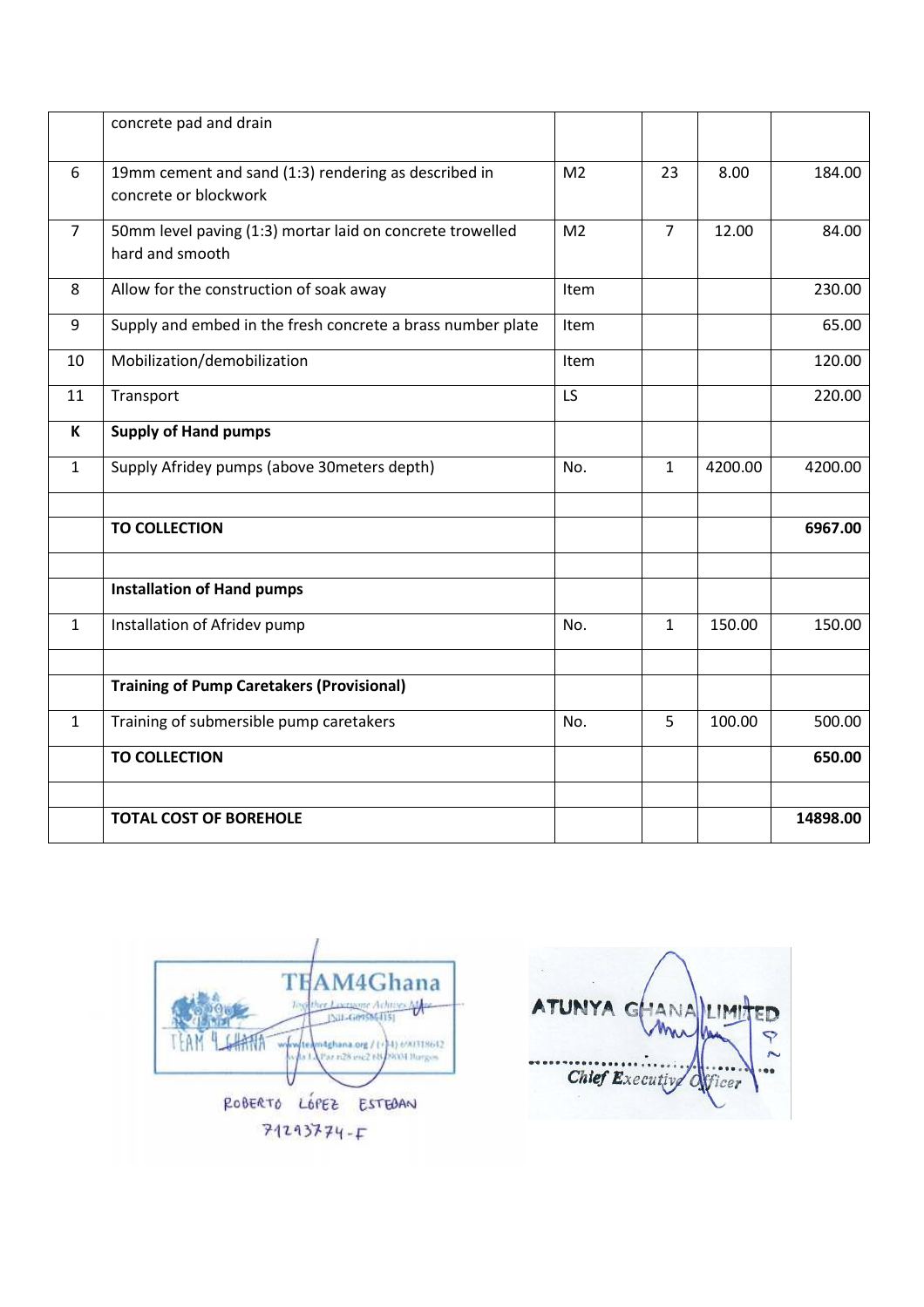| | | | | | |
|---|---|---|---|---|---|
| | concrete pad and drain | | | | |
| 6 | 19mm cement and sand (1:3) rendering as described in concrete or blockwork | M2 | 23 | 8.00 | 184.00 |
| 7 | 50mm level paving (1:3) mortar laid on concrete trowelled hard and smooth | M2 | 7 | 12.00 | 84.00 |
| 8 | Allow for the construction of soak away | Item | | | 230.00 |
| 9 | Supply and embed in the fresh concrete a brass number plate | Item | | | 65.00 |
| 10 | Mobilization/demobilization | Item | | | 120.00 |
| 11 | Transport | LS | | | 220.00 |
| **K** | **Supply of Hand pumps** | | | | |
| 1 | Supply Afridey pumps (above 30meters depth) | No. | 1 | 4200.00 | 4200.00 |
| | | | | | |
| | **TO COLLECTION** | | | | **6967.00** |
| | | | | | |
| | **Installation of Hand pumps** | | | | |
| 1 | Installation of Afridev pump | No. | 1 | 150.00 | 150.00 |
| | | | | | |
| | **Training of Pump Caretakers (Provisional)** | | | | |
| 1 | Training of submersible pump caretakers | No. | 5 | 100.00 | 500.00 |
| | **TO COLLECTION** | | | | **650.00** |
| | | | | | |
| | **TOTAL COST OF BOREHOLE** | | | | **14898.00** |

TEAM4Ghana

TEAM 4 GHANA

www.team4ghana.org

ROBERTO LÓPEZ ESTEBAN

71293774-F

ATUNYA GHANA LIMITED

Chief Executive Officer